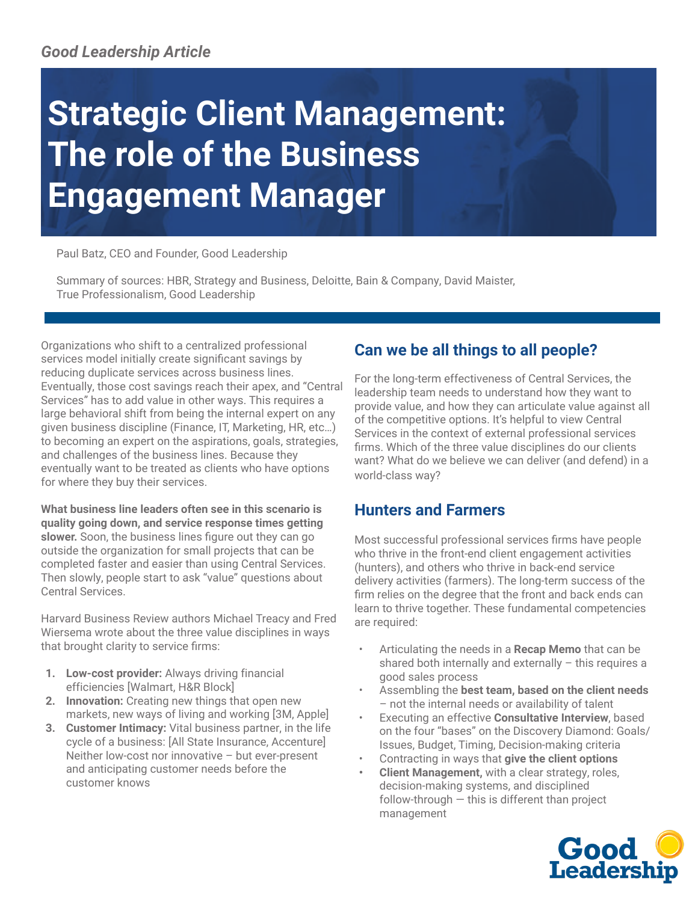*Good Leadership Article*

# Strategic Client Management: The role of the Business Engagement Manager

Paul Batz, CEO and Founder, Good Leadership

Summary of sources: HBR, Strategy and Business, Deloitte, Bain & Company, David Maister, True Professionalism, Good Leadership

Organizations who shift to a centralized professional services model initially create significant savings by reducing duplicate services across business lines. Eventually, those cost savings reach their apex, and "Central Services" has to add value in other ways. This requires a large behavioral shift from being the internal expert on any given business discipline (Finance, IT, Marketing, HR, etc…) to becoming an expert on the aspirations, goals, strategies, and challenges of the business lines. Because they eventually want to be treated as clients who have options for where they buy their services.

**What business line leaders often see in this scenario is quality going down, and service response times getting slower.** Soon, the business lines figure out they can go outside the organization for small projects that can be completed faster and easier than using Central Services. Then slowly, people start to ask "value" questions about Central Services.

Harvard Business Review authors Michael Treacy and Fred Wiersema wrote about the three value disciplines in ways that brought clarity to service firms:

1. **Low-cost provider:** Always driving financial efficiencies [Walmart, H&R Block]
2. **Innovation:** Creating new things that open new markets, new ways of living and working [3M, Apple]
3. **Customer Intimacy:** Vital business partner, in the life cycle of a business: [All State Insurance, Accenture] Neither low-cost nor innovative – but ever-present and anticipating customer needs before the customer knows

## Can we be all things to all people?

For the long-term effectiveness of Central Services, the leadership team needs to understand how they want to provide value, and how they can articulate value against all of the competitive options. It's helpful to view Central Services in the context of external professional services firms. Which of the three value disciplines do our clients want? What do we believe we can deliver (and defend) in a world-class way?

## Hunters and Farmers

Most successful professional services firms have people who thrive in the front-end client engagement activities (hunters), and others who thrive in back-end service delivery activities (farmers). The long-term success of the firm relies on the degree that the front and back ends can learn to thrive together. These fundamental competencies are required:

- Articulating the needs in a **Recap Memo** that can be shared both internally and externally – this requires a good sales process
- Assembling the **best team, based on the client needs** – not the internal needs or availability of talent
- Executing an effective **Consultative Interview**, based on the four "bases" on the Discovery Diamond: Goals/Issues, Budget, Timing, Decision-making criteria
- Contracting in ways that **give the client options**
- **Client Management,** with a clear strategy, roles, decision-making systems, and disciplined follow-through — this is different than project management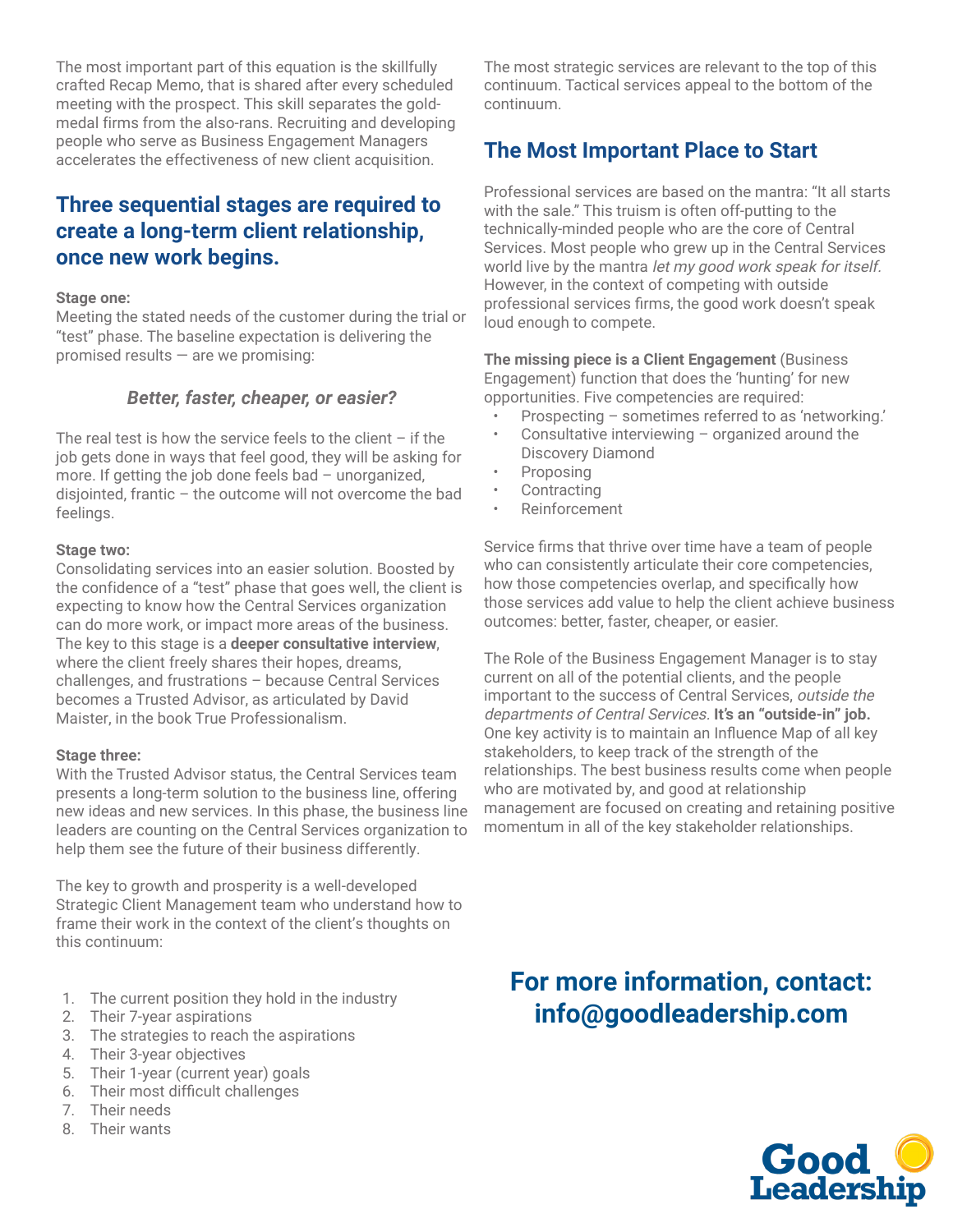The most important part of this equation is the skillfully crafted Recap Memo, that is shared after every scheduled meeting with the prospect. This skill separates the gold-medal firms from the also-rans. Recruiting and developing people who serve as Business Engagement Managers accelerates the effectiveness of new client acquisition.

## Three sequential stages are required to create a long-term client relationship, once new work begins.

**Stage one:**
Meeting the stated needs of the customer during the trial or "test" phase. The baseline expectation is delivering the promised results — are we promising:

***Better, faster, cheaper, or easier?***

The real test is how the service feels to the client – if the job gets done in ways that feel good, they will be asking for more. If getting the job done feels bad – unorganized, disjointed, frantic – the outcome will not overcome the bad feelings.

**Stage two:**
Consolidating services into an easier solution. Boosted by the confidence of a "test" phase that goes well, the client is expecting to know how the Central Services organization can do more work, or impact more areas of the business. The key to this stage is a **deeper consultative interview**, where the client freely shares their hopes, dreams, challenges, and frustrations – because Central Services becomes a Trusted Advisor, as articulated by David Maister, in the book True Professionalism.

**Stage three:**
With the Trusted Advisor status, the Central Services team presents a long-term solution to the business line, offering new ideas and new services. In this phase, the business line leaders are counting on the Central Services organization to help them see the future of their business differently.

The key to growth and prosperity is a well-developed Strategic Client Management team who understand how to frame their work in the context of the client's thoughts on this continuum:

1. The current position they hold in the industry
2. Their 7-year aspirations
3. The strategies to reach the aspirations
4. Their 3-year objectives
5. Their 1-year (current year) goals
6. Their most difficult challenges
7. Their needs
8. Their wants

The most strategic services are relevant to the top of this continuum. Tactical services appeal to the bottom of the continuum.

## The Most Important Place to Start

Professional services are based on the mantra: "It all starts with the sale." This truism is often off-putting to the technically-minded people who are the core of Central Services. Most people who grew up in the Central Services world live by the mantra *let my good work speak for itself.* However, in the context of competing with outside professional services firms, the good work doesn't speak loud enough to compete.

**The missing piece is a Client Engagement** (Business Engagement) function that does the 'hunting' for new opportunities. Five competencies are required:

- Prospecting – sometimes referred to as 'networking.'
- Consultative interviewing – organized around the Discovery Diamond
- Proposing
- Contracting
- Reinforcement

Service firms that thrive over time have a team of people who can consistently articulate their core competencies, how those competencies overlap, and specifically how those services add value to help the client achieve business outcomes: better, faster, cheaper, or easier.

The Role of the Business Engagement Manager is to stay current on all of the potential clients, and the people important to the success of Central Services, *outside the departments of Central Services.* **It's an "outside-in" job.** One key activity is to maintain an Influence Map of all key stakeholders, to keep track of the strength of the relationships. The best business results come when people who are motivated by, and good at relationship management are focused on creating and retaining positive momentum in all of the key stakeholder relationships.

## For more information, contact: info@goodleadership.com

Good Leadership